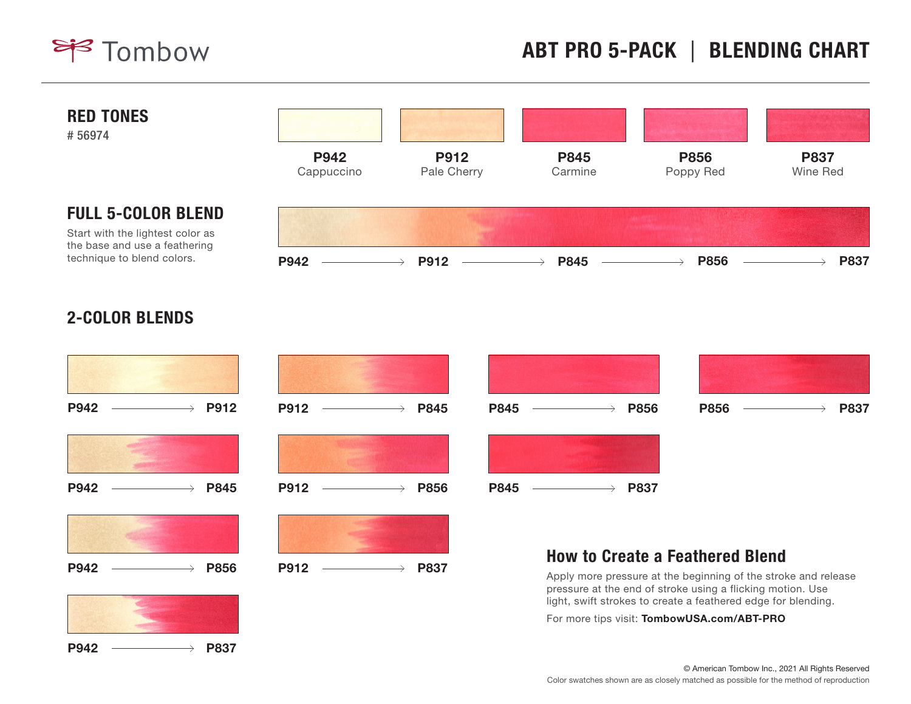Tombow

# ABT PRO 5-PACK | BLENDING CHART

## RED TONES

# 56974

| P942 | P912 | P845 | P856 | P837 |
|---|---|---|---|---|
| Cappuccino | Pale Cherry | Carmine | Poppy Red | Wine Red |

## FULL 5-COLOR BLEND

Start with the lightest color as the base and use a feathering technique to blend colors.

**P942** → **P912** → **P845** → **P856** → **P837**

## 2-COLOR BLENDS

**P942** → **P912**

**P942** → **P845**

**P942** → **P856**

**P942** → **P837**

**P912** → **P845**

**P912** → **P856**

**P912** → **P837**

**P845** → **P856**

**P845** → **P837**

**P856** → **P837**

### How to Create a Feathered Blend

Apply more pressure at the beginning of the stroke and release pressure at the end of stroke using a flicking motion. Use light, swift strokes to create a feathered edge for blending.

For more tips visit: **TombowUSA.com/ABT-PRO**

© American Tombow Inc., 2021 All Rights Reserved

Color swatches shown are as closely matched as possible for the method of reproduction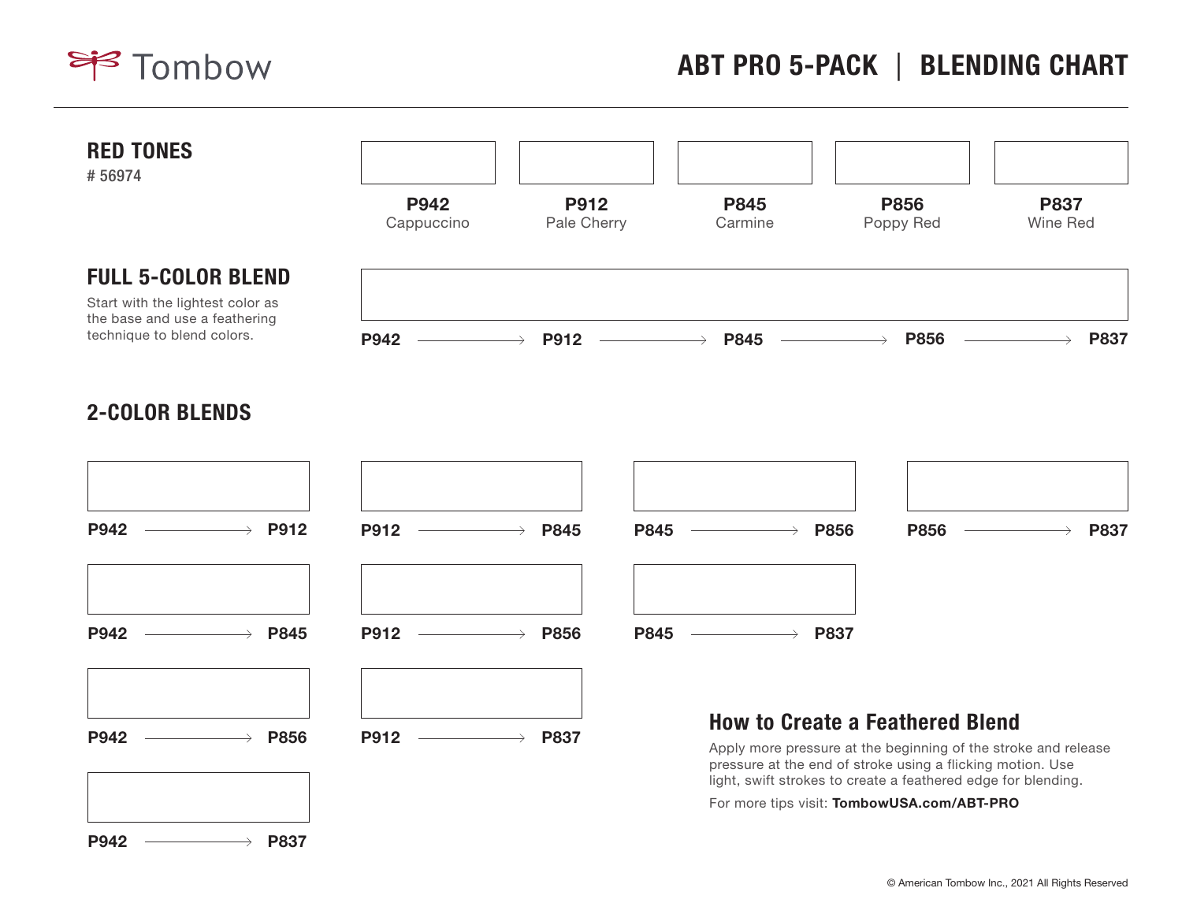Tombow

# ABT PRO 5-PACK | BLENDING CHART

## RED TONES

# 56974

| | | | | |
|---|---|---|---|---|
| **P942** Cappuccino | **P912** Pale Cherry | **P845** Carmine | **P856** Poppy Red | **P837** Wine Red |

## FULL 5-COLOR BLEND

Start with the lightest color as the base and use a feathering technique to blend colors.

**P942** → **P912** → **P845** → **P856** → **P837**

## 2-COLOR BLENDS

**P942** → **P912**

**P942** → **P845**

**P942** → **P856**

**P942** → **P837**

**P912** → **P845**

**P912** → **P856**

**P912** → **P837**

**P845** → **P856**

**P845** → **P837**

**P856** → **P837**

### How to Create a Feathered Blend

Apply more pressure at the beginning of the stroke and release pressure at the end of stroke using a flicking motion. Use light, swift strokes to create a feathered edge for blending.

For more tips visit: **TombowUSA.com/ABT-PRO**

© American Tombow Inc., 2021 All Rights Reserved